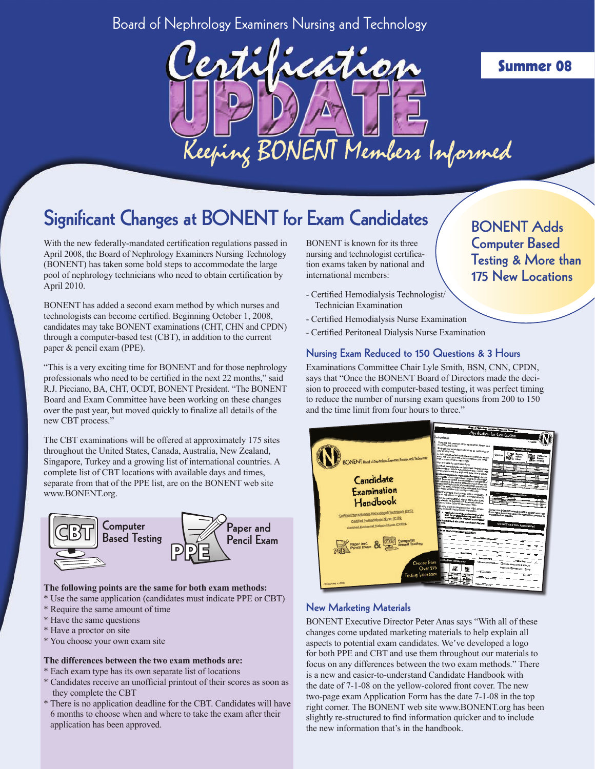Board of Nephrology Examiners Nursing and Technology

# Certification UPDATE

*Keeping BONENT Members Informed*

**Summer 08**

## Significant Changes at BONENT for Exam Candidates

### BONENT Adds Computer Based Testing & More than 175 New Locations

With the new federally-mandated certification regulations passed in April 2008, the Board of Nephrology Examiners Nursing Technology (BONENT) has taken some bold steps to accommodate the large pool of nephrology technicians who need to obtain certification by April 2010.

BONENT has added a second exam method by which nurses and technologists can become certified. Beginning October 1, 2008, candidates may take BONENT examinations (CHT, CHN and CPDN) through a computer-based test (CBT), in addition to the current paper & pencil exam (PPE).

"This is a very exciting time for BONENT and for those nephrology professionals who need to be certified in the next 22 months," said R.J. Picciano, BA, CHT, OCDT, BONENT President. "The BONENT Board and Exam Committee have been working on these changes over the past year, but moved quickly to finalize all details of the new CBT process."

The CBT examinations will be offered at approximately 175 sites throughout the United States, Canada, Australia, New Zealand, Singapore, Turkey and a growing list of international countries. A complete list of CBT locations with available days and times, separate from that of the PPE list, are on the BONENT web site www.BONENT.org.

CBT Computer Based Testing | PPE Paper and Pencil Exam

**The following points are the same for both exam methods:**

* Use the same application (candidates must indicate PPE or CBT)
* Require the same amount of time
* Have the same questions
* Have a proctor on site
* You choose your own exam site

**The differences between the two exam methods are:**

* Each exam type has its own separate list of locations
* Candidates receive an unofficial printout of their scores as soon as they complete the CBT
* There is no application deadline for the CBT. Candidates will have 6 months to choose when and where to take the exam after their application has been approved.

BONENT is known for its three nursing and technologist certification exams taken by national and international members:

- Certified Hemodialysis Technologist/Technician Examination
- Certified Hemodialysis Nurse Examination
- Certified Peritoneal Dialysis Nurse Examination

### Nursing Exam Reduced to 150 Questions & 3 Hours

Examinations Committee Chair Lyle Smith, BSN, CNN, CPDN, says that "Once the BONENT Board of Directors made the decision to proceed with computer-based testing, it was perfect timing to reduce the number of nursing exam questions from 200 to 150 and the time limit from four hours to three."

### New Marketing Materials

BONENT Executive Director Peter Anas says "With all of these changes come updated marketing materials to help explain all aspects to potential exam candidates. We've developed a logo for both PPE and CBT and use them throughout our materials to focus on any differences between the two exam methods." There is a new and easier-to-understand Candidate Handbook with the date of 7-1-08 on the yellow-colored front cover. The new two-page exam Application Form has the date 7-1-08 in the top right corner. The BONENT web site www.BONENT.org has been slightly re-structured to find information quicker and to include the new information that's in the handbook.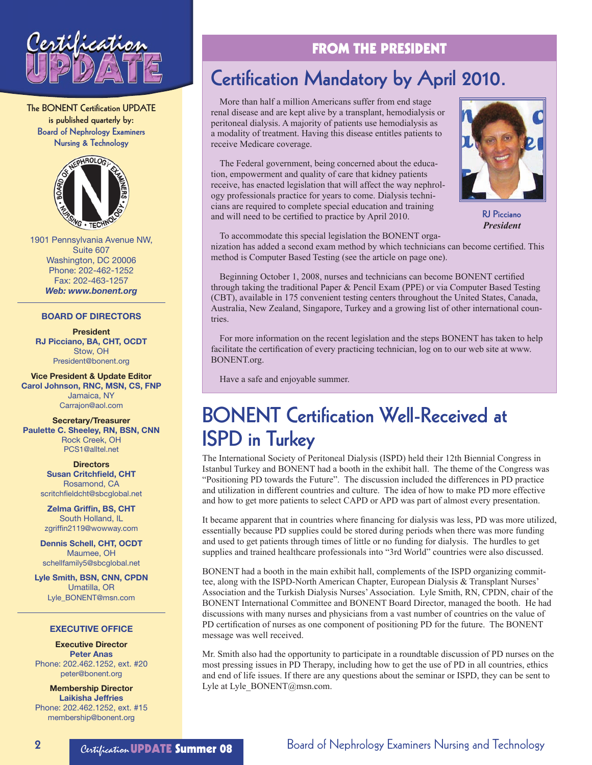The BONENT Certification UPDATE is published quarterly by: Board of Nephrology Examiners Nursing & Technology

1901 Pennsylvania Avenue NW,
Suite 607
Washington, DC 20006
Phone: 202-462-1252
Fax: 202-463-1257
***Web: www.bonent.org***

### BOARD OF DIRECTORS

**President**
**RJ Picciano, BA, CHT, OCDT**
Stow, OH
President@bonent.org

**Vice President & Update Editor**
**Carol Johnson, RNC, MSN, CS, FNP**
Jamaica, NY
Carrajon@aol.com

**Secretary/Treasurer**
**Paulette C. Sheeley, RN, BSN, CNN**
Rock Creek, OH
PCS1@alltel.net

**Directors**
**Susan Critchfield, CHT**
Rosamond, CA
scritchfieldcht@sbcglobal.net

**Zelma Griffin, BS, CHT**
South Holland, IL
zgriffin2119@wowway.com

**Dennis Schell, CHT, OCDT**
Maumee, OH
schellfamily5@sbcglobal.net

**Lyle Smith, BSN, CNN, CPDN**
Umatilla, OR
Lyle_BONENT@msn.com

### EXECUTIVE OFFICE

**Executive Director**
**Peter Anas**
Phone: 202.462.1252, ext. #20
peter@bonent.org

**Membership Director**
**Laikisha Jeffries**
Phone: 202.462.1252, ext. #15
membership@bonent.org

## FROM THE PRESIDENT

# Certification Mandatory by April 2010.

More than half a million Americans suffer from end stage renal disease and are kept alive by a transplant, hemodialysis or peritoneal dialysis. A majority of patients use hemodialysis as a modality of treatment. Having this disease entitles patients to receive Medicare coverage.

The Federal government, being concerned about the education, empowerment and quality of care that kidney patients receive, has enacted legislation that will affect the way nephrology professionals practice for years to come. Dialysis technicians are required to complete special education and training and will need to be certified to practice by April 2010.

RJ Picciano
*President*

To accommodate this special legislation the BONENT organization has added a second exam method by which technicians can become certified. This method is Computer Based Testing (see the article on page one).

Beginning October 1, 2008, nurses and technicians can become BONENT certified through taking the traditional Paper & Pencil Exam (PPE) or via Computer Based Testing (CBT), available in 175 convenient testing centers throughout the United States, Canada, Australia, New Zealand, Singapore, Turkey and a growing list of other international countries.

For more information on the recent legislation and the steps BONENT has taken to help facilitate the certification of every practicing technician, log on to our web site at www.BONENT.org.

Have a safe and enjoyable summer.

# BONENT Certification Well-Received at ISPD in Turkey

The International Society of Peritoneal Dialysis (ISPD) held their 12th Biennial Congress in Istanbul Turkey and BONENT had a booth in the exhibit hall. The theme of the Congress was "Positioning PD towards the Future". The discussion included the differences in PD practice and utilization in different countries and culture. The idea of how to make PD more effective and how to get more patients to select CAPD or APD was part of almost every presentation.

It became apparent that in countries where financing for dialysis was less, PD was more utilized, essentially because PD supplies could be stored during periods when there was more funding and used to get patients through times of little or no funding for dialysis. The hurdles to get supplies and trained healthcare professionals into "3rd World" countries were also discussed.

BONENT had a booth in the main exhibit hall, complements of the ISPD organizing committee, along with the ISPD-North American Chapter, European Dialysis & Transplant Nurses' Association and the Turkish Dialysis Nurses' Association. Lyle Smith, RN, CPDN, chair of the BONENT International Committee and BONENT Board Director, managed the booth. He had discussions with many nurses and physicians from a vast number of countries on the value of PD certification of nurses as one component of positioning PD for the future. The BONENT message was well received.

Mr. Smith also had the opportunity to participate in a roundtable discussion of PD nurses on the most pressing issues in PD Therapy, including how to get the use of PD in all countries, ethics and end of life issues. If there are any questions about the seminar or ISPD, they can be sent to Lyle at Lyle_BONENT@msn.com.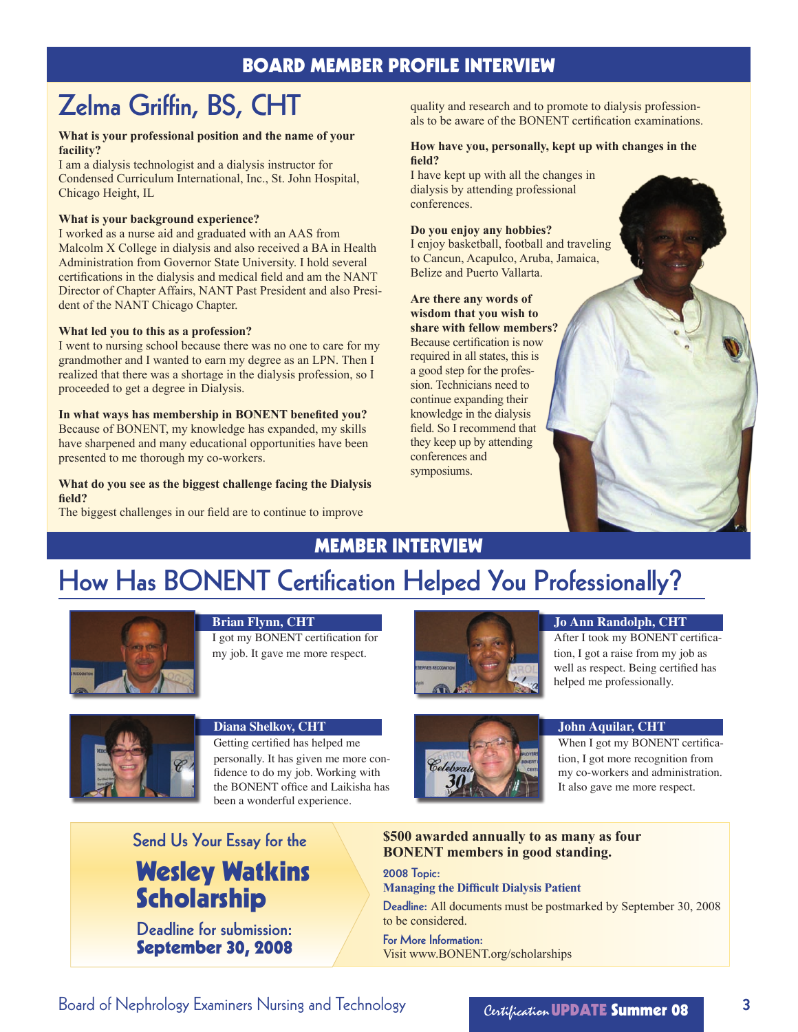## BOARD MEMBER PROFILE INTERVIEW

# Zelma Griffin, BS, CHT

**What is your professional position and the name of your facility?**
I am a dialysis technologist and a dialysis instructor for Condensed Curriculum International, Inc., St. John Hospital, Chicago Height, IL

**What is your background experience?**
I worked as a nurse aid and graduated with an AAS from Malcolm X College in dialysis and also received a BA in Health Administration from Governor State University. I hold several certifications in the dialysis and medical field and am the NANT Director of Chapter Affairs, NANT Past President and also President of the NANT Chicago Chapter.

**What led you to this as a profession?**
I went to nursing school because there was no one to care for my grandmother and I wanted to earn my degree as an LPN. Then I realized that there was a shortage in the dialysis profession, so I proceeded to get a degree in Dialysis.

**In what ways has membership in BONENT benefited you?**
Because of BONENT, my knowledge has expanded, my skills have sharpened and many educational opportunities have been presented to me thorough my co-workers.

**What do you see as the biggest challenge facing the Dialysis field?**
The biggest challenges in our field are to continue to improve quality and research and to promote to dialysis professionals to be aware of the BONENT certification examinations.

**How have you, personally, kept up with changes in the field?**
I have kept up with all the changes in dialysis by attending professional conferences.

**Do you enjoy any hobbies?**
I enjoy basketball, football and traveling to Cancun, Acapulco, Aruba, Jamaica, Belize and Puerto Vallarta.

**Are there any words of wisdom that you wish to share with fellow members?**
Because certification is now required in all states, this is a good step for the profession. Technicians need to continue expanding their knowledge in the dialysis field. So I recommend that they keep up by attending conferences and symposiums.

## MEMBER INTERVIEW

# How Has BONENT Certification Helped You Professionally?

**Brian Flynn, CHT**
I got my BONENT certification for my job. It gave me more respect.

**Jo Ann Randolph, CHT**
After I took my BONENT certification, I got a raise from my job as well as respect. Being certified has helped me professionally.

**Diana Shelkov, CHT**
Getting certified has helped me personally. It has given me more confidence to do my job. Working with the BONENT office and Laikisha has been a wonderful experience.

**John Aquilar, CHT**
When I got my BONENT certification, I got more recognition from my co-workers and administration. It also gave me more respect.

Send Us Your Essay for the

## Wesley Watkins Scholarship

Deadline for submission:
**September 30, 2008**

**$500 awarded annually to as many as four BONENT members in good standing.**

2008 Topic:
**Managing the Difficult Dialysis Patient**

Deadline: All documents must be postmarked by September 30, 2008 to be considered.

For More Information:
Visit www.BONENT.org/scholarships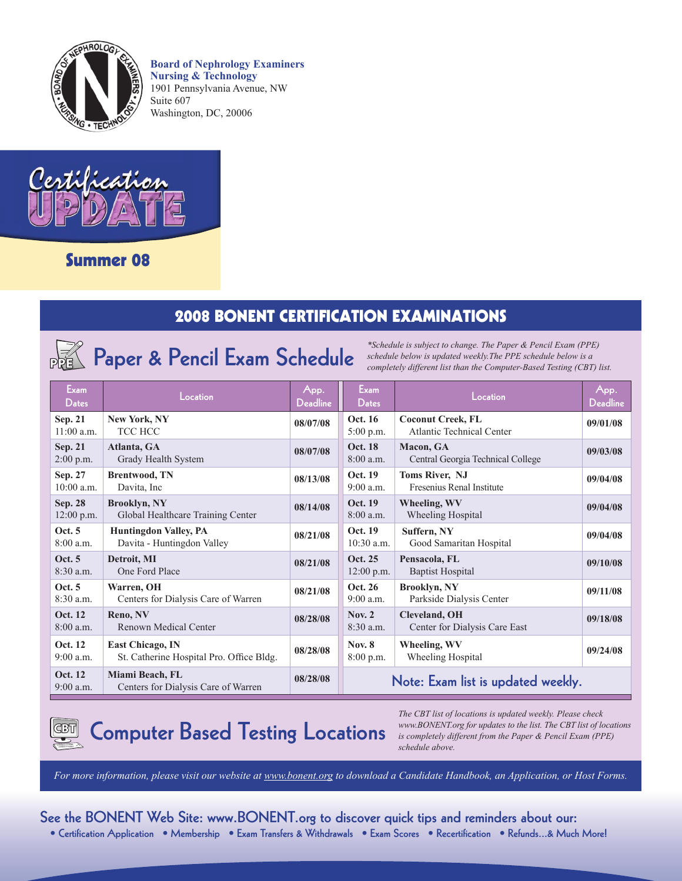**Board of Nephrology Examiners**
**Nursing & Technology**
1901 Pennsylvania Avenue, NW
Suite 607
Washington, DC, 20006

# Certification UPDATE

## Summer 08

## 2008 BONENT CERTIFICATION EXAMINATIONS

### Paper & Pencil Exam Schedule

*\*Schedule is subject to change. The Paper & Pencil Exam (PPE) schedule below is updated weekly. The PPE schedule below is a completely different list than the Computer-Based Testing (CBT) list.*

| Exam Dates | Location | App. Deadline | Exam Dates | Location | App. Deadline |
|---|---|---|---|---|---|
| **Sep. 21** 11:00 a.m. | **New York, NY** TCC HCC | **08/07/08** | **Oct. 16** 5:00 p.m. | **Coconut Creek, FL** Atlantic Technical Center | **09/01/08** |
| **Sep. 21** 2:00 p.m. | **Atlanta, GA** Grady Health System | **08/07/08** | **Oct. 18** 8:00 a.m. | **Macon, GA** Central Georgia Technical College | **09/03/08** |
| **Sep. 27** 10:00 a.m. | **Brentwood, TN** Davita, Inc | **08/13/08** | **Oct. 19** 9:00 a.m. | **Toms River, NJ** Fresenius Renal Institute | **09/04/08** |
| **Sep. 28** 12:00 p.m. | **Brooklyn, NY** Global Healthcare Training Center | **08/14/08** | **Oct. 19** 8:00 a.m. | **Wheeling, WV** Wheeling Hospital | **09/04/08** |
| **Oct. 5** 8:00 a.m. | **Huntingdon Valley, PA** Davita - Huntingdon Valley | **08/21/08** | **Oct. 19** 10:30 a.m. | **Suffern, NY** Good Samaritan Hospital | **09/04/08** |
| **Oct. 5** 8:30 a.m. | **Detroit, MI** One Ford Place | **08/21/08** | **Oct. 25** 12:00 p.m. | **Pensacola, FL** Baptist Hospital | **09/10/08** |
| **Oct. 5** 8:30 a.m. | **Warren, OH** Centers for Dialysis Care of Warren | **08/21/08** | **Oct. 26** 9:00 a.m. | **Brooklyn, NY** Parkside Dialysis Center | **09/11/08** |
| **Oct. 12** 8:00 a.m. | **Reno, NV** Renown Medical Center | **08/28/08** | **Nov. 2** 8:30 a.m. | **Cleveland, OH** Center for Dialysis Care East | **09/18/08** |
| **Oct. 12** 9:00 a.m. | **East Chicago, IN** St. Catherine Hospital Pro. Office Bldg. | **08/28/08** | **Nov. 8** 8:00 p.m. | **Wheeling, WV** Wheeling Hospital | **09/24/08** |
| **Oct. 12** 9:00 a.m. | **Miami Beach, FL** Centers for Dialysis Care of Warren | **08/28/08** | Note: Exam list is updated weekly. | | |

### Computer Based Testing Locations

*The CBT list of locations is updated weekly. Please check www.BONENT.org for updates to the list. The CBT list of locations is completely different from the Paper & Pencil Exam (PPE) schedule above.*

*For more information, please visit our website at www.bonent.org to download a Candidate Handbook, an Application, or Host Forms.*

**See the BONENT Web Site: www.BONENT.org to discover quick tips and reminders about our:**

- Certification Application
- Membership
- Exam Transfers & Withdrawals
- Exam Scores
- Recertification
- Refunds…& Much More!